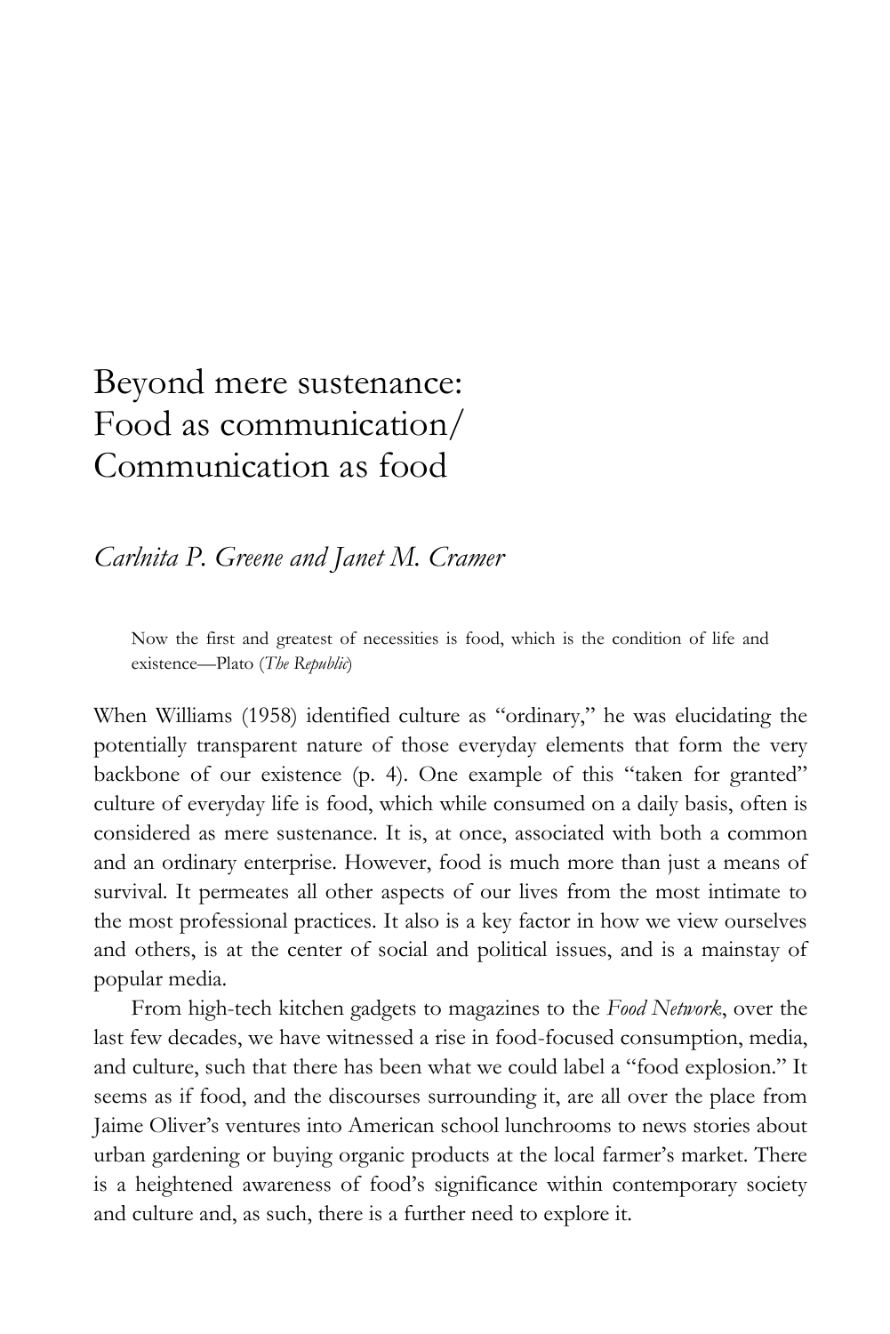# Beyond mere sustenance: Food as communication/ Communication as food

*Carlnita P. Greene and Janet M. Cramer*

> Now the first and greatest of necessities is food, which is the condition of life and existence—Plato (*The Republic*)

When Williams (1958) identified culture as "ordinary," he was elucidating the potentially transparent nature of those everyday elements that form the very backbone of our existence (p. 4). One example of this "taken for granted" culture of everyday life is food, which while consumed on a daily basis, often is considered as mere sustenance. It is, at once, associated with both a common and an ordinary enterprise. However, food is much more than just a means of survival. It permeates all other aspects of our lives from the most intimate to the most professional practices. It also is a key factor in how we view ourselves and others, is at the center of social and political issues, and is a mainstay of popular media.

From high-tech kitchen gadgets to magazines to the *Food Network*, over the last few decades, we have witnessed a rise in food-focused consumption, media, and culture, such that there has been what we could label a "food explosion." It seems as if food, and the discourses surrounding it, are all over the place from Jaime Oliver's ventures into American school lunchrooms to news stories about urban gardening or buying organic products at the local farmer's market. There is a heightened awareness of food's significance within contemporary society and culture and, as such, there is a further need to explore it.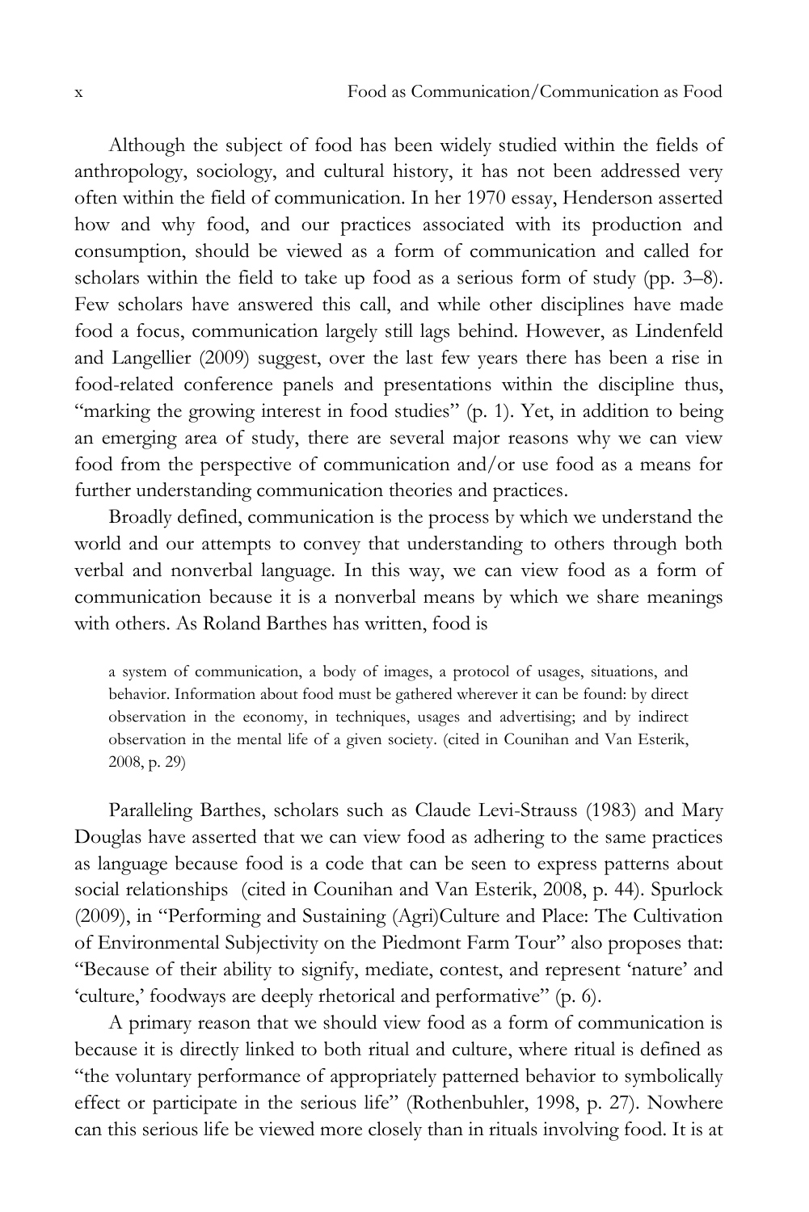Although the subject of food has been widely studied within the fields of anthropology, sociology, and cultural history, it has not been addressed very often within the field of communication. In her 1970 essay, Henderson asserted how and why food, and our practices associated with its production and consumption, should be viewed as a form of communication and called for scholars within the field to take up food as a serious form of study (pp. 3–8). Few scholars have answered this call, and while other disciplines have made food a focus, communication largely still lags behind. However, as Lindenfeld and Langellier (2009) suggest, over the last few years there has been a rise in food-related conference panels and presentations within the discipline thus, "marking the growing interest in food studies" (p. 1). Yet, in addition to being an emerging area of study, there are several major reasons why we can view food from the perspective of communication and/or use food as a means for further understanding communication theories and practices.

Broadly defined, communication is the process by which we understand the world and our attempts to convey that understanding to others through both verbal and nonverbal language. In this way, we can view food as a form of communication because it is a nonverbal means by which we share meanings with others. As Roland Barthes has written, food is

> a system of communication, a body of images, a protocol of usages, situations, and behavior. Information about food must be gathered wherever it can be found: by direct observation in the economy, in techniques, usages and advertising; and by indirect observation in the mental life of a given society. (cited in Counihan and Van Esterik, 2008, p. 29)

Paralleling Barthes, scholars such as Claude Levi-Strauss (1983) and Mary Douglas have asserted that we can view food as adhering to the same practices as language because food is a code that can be seen to express patterns about social relationships (cited in Counihan and Van Esterik, 2008, p. 44). Spurlock (2009), in "Performing and Sustaining (Agri)Culture and Place: The Cultivation of Environmental Subjectivity on the Piedmont Farm Tour" also proposes that: "Because of their ability to signify, mediate, contest, and represent 'nature' and 'culture,' foodways are deeply rhetorical and performative" (p. 6).

A primary reason that we should view food as a form of communication is because it is directly linked to both ritual and culture, where ritual is defined as "the voluntary performance of appropriately patterned behavior to symbolically effect or participate in the serious life" (Rothenbuhler, 1998, p. 27). Nowhere can this serious life be viewed more closely than in rituals involving food. It is at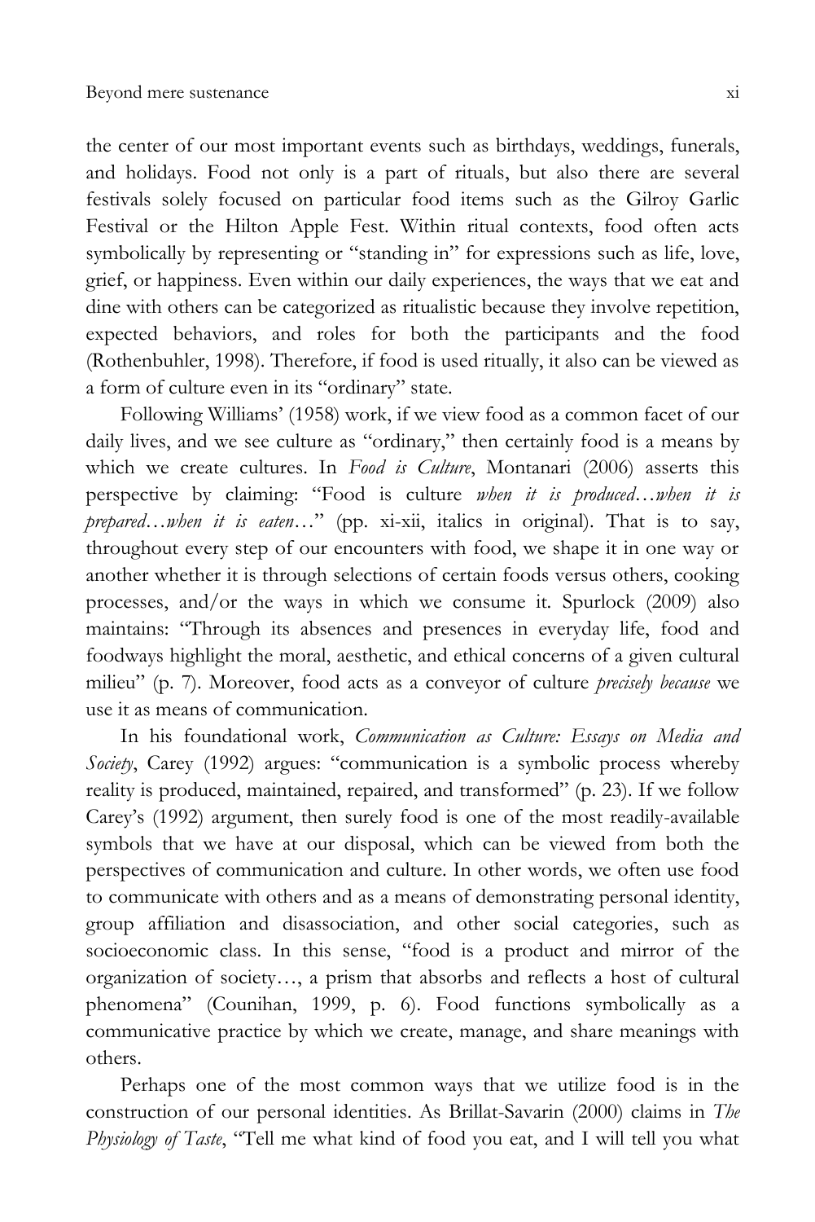the center of our most important events such as birthdays, weddings, funerals, and holidays. Food not only is a part of rituals, but also there are several festivals solely focused on particular food items such as the Gilroy Garlic Festival or the Hilton Apple Fest. Within ritual contexts, food often acts symbolically by representing or "standing in" for expressions such as life, love, grief, or happiness. Even within our daily experiences, the ways that we eat and dine with others can be categorized as ritualistic because they involve repetition, expected behaviors, and roles for both the participants and the food (Rothenbuhler, 1998). Therefore, if food is used ritually, it also can be viewed as a form of culture even in its "ordinary" state.

Following Williams' (1958) work, if we view food as a common facet of our daily lives, and we see culture as "ordinary," then certainly food is a means by which we create cultures. In *Food is Culture*, Montanari (2006) asserts this perspective by claiming: "Food is culture *when it is produced…when it is prepared…when it is eaten…*" (pp. xi-xii, italics in original). That is to say, throughout every step of our encounters with food, we shape it in one way or another whether it is through selections of certain foods versus others, cooking processes, and/or the ways in which we consume it. Spurlock (2009) also maintains: "Through its absences and presences in everyday life, food and foodways highlight the moral, aesthetic, and ethical concerns of a given cultural milieu" (p. 7). Moreover, food acts as a conveyor of culture *precisely because* we use it as means of communication.

In his foundational work, *Communication as Culture: Essays on Media and Society*, Carey (1992) argues: "communication is a symbolic process whereby reality is produced, maintained, repaired, and transformed" (p. 23). If we follow Carey's (1992) argument, then surely food is one of the most readily-available symbols that we have at our disposal, which can be viewed from both the perspectives of communication and culture. In other words, we often use food to communicate with others and as a means of demonstrating personal identity, group affiliation and disassociation, and other social categories, such as socioeconomic class. In this sense, "food is a product and mirror of the organization of society…, a prism that absorbs and reflects a host of cultural phenomena" (Counihan, 1999, p. 6). Food functions symbolically as a communicative practice by which we create, manage, and share meanings with others.

Perhaps one of the most common ways that we utilize food is in the construction of our personal identities. As Brillat-Savarin (2000) claims in *The Physiology of Taste*, "Tell me what kind of food you eat, and I will tell you what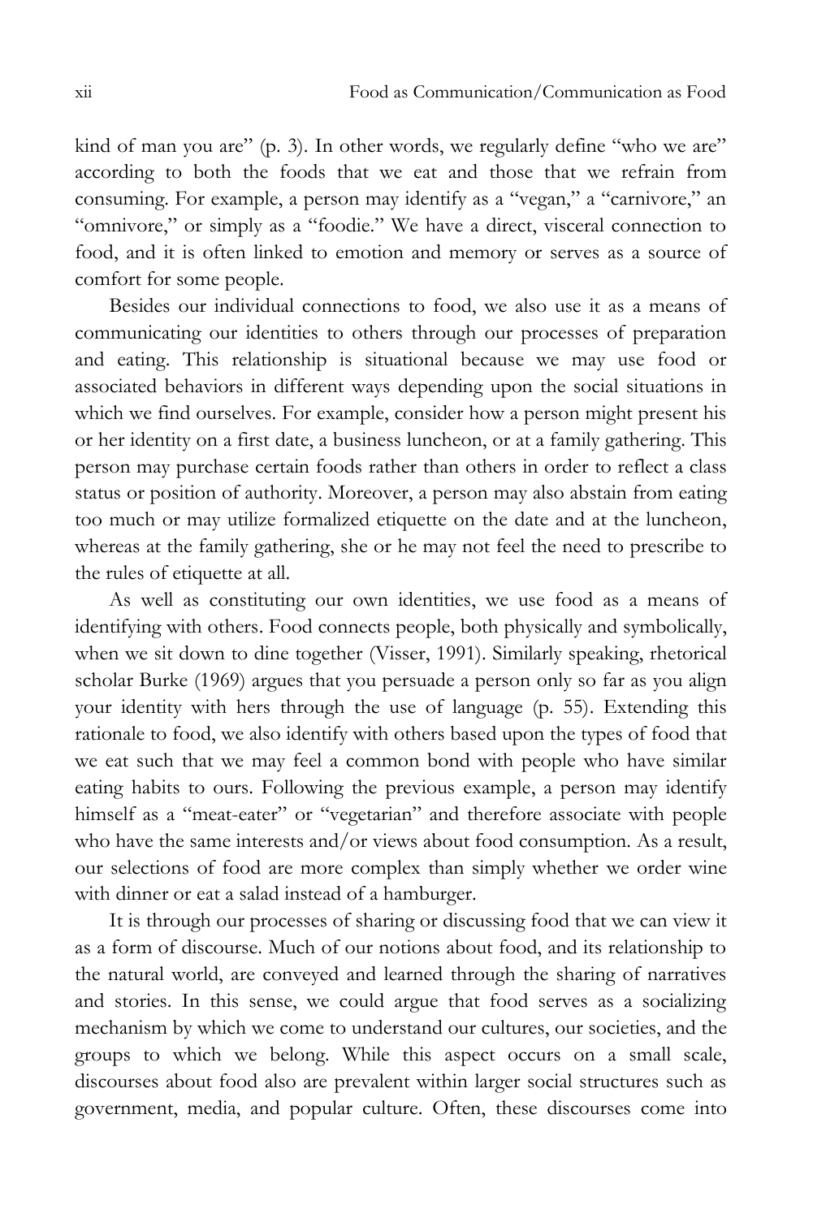kind of man you are" (p. 3). In other words, we regularly define "who we are" according to both the foods that we eat and those that we refrain from consuming. For example, a person may identify as a "vegan," a "carnivore," an "omnivore," or simply as a "foodie." We have a direct, visceral connection to food, and it is often linked to emotion and memory or serves as a source of comfort for some people.

Besides our individual connections to food, we also use it as a means of communicating our identities to others through our processes of preparation and eating. This relationship is situational because we may use food or associated behaviors in different ways depending upon the social situations in which we find ourselves. For example, consider how a person might present his or her identity on a first date, a business luncheon, or at a family gathering. This person may purchase certain foods rather than others in order to reflect a class status or position of authority. Moreover, a person may also abstain from eating too much or may utilize formalized etiquette on the date and at the luncheon, whereas at the family gathering, she or he may not feel the need to prescribe to the rules of etiquette at all.

As well as constituting our own identities, we use food as a means of identifying with others. Food connects people, both physically and symbolically, when we sit down to dine together (Visser, 1991). Similarly speaking, rhetorical scholar Burke (1969) argues that you persuade a person only so far as you align your identity with hers through the use of language (p. 55). Extending this rationale to food, we also identify with others based upon the types of food that we eat such that we may feel a common bond with people who have similar eating habits to ours. Following the previous example, a person may identify himself as a "meat-eater" or "vegetarian" and therefore associate with people who have the same interests and/or views about food consumption. As a result, our selections of food are more complex than simply whether we order wine with dinner or eat a salad instead of a hamburger.

It is through our processes of sharing or discussing food that we can view it as a form of discourse. Much of our notions about food, and its relationship to the natural world, are conveyed and learned through the sharing of narratives and stories. In this sense, we could argue that food serves as a socializing mechanism by which we come to understand our cultures, our societies, and the groups to which we belong. While this aspect occurs on a small scale, discourses about food also are prevalent within larger social structures such as government, media, and popular culture. Often, these discourses come into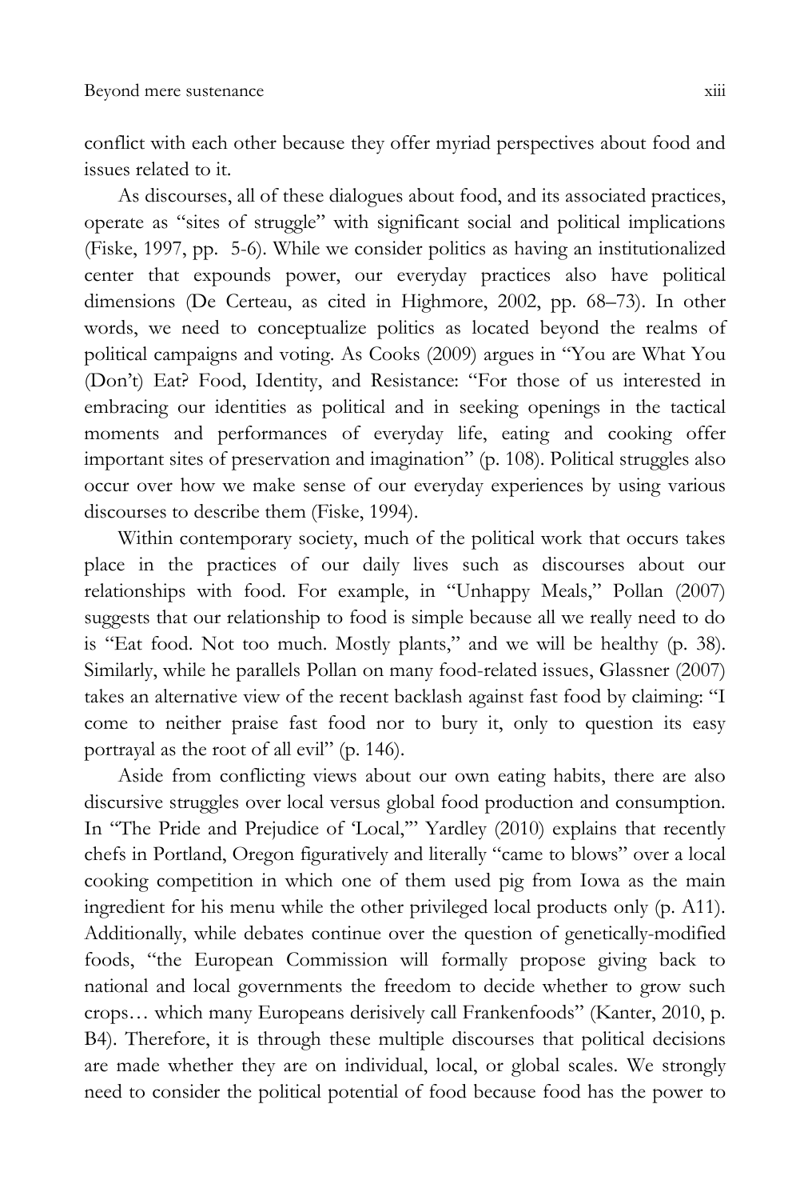conflict with each other because they offer myriad perspectives about food and issues related to it.

As discourses, all of these dialogues about food, and its associated practices, operate as "sites of struggle" with significant social and political implications (Fiske, 1997, pp. 5-6). While we consider politics as having an institutionalized center that expounds power, our everyday practices also have political dimensions (De Certeau, as cited in Highmore, 2002, pp. 68–73). In other words, we need to conceptualize politics as located beyond the realms of political campaigns and voting. As Cooks (2009) argues in "You are What You (Don't) Eat? Food, Identity, and Resistance: "For those of us interested in embracing our identities as political and in seeking openings in the tactical moments and performances of everyday life, eating and cooking offer important sites of preservation and imagination" (p. 108). Political struggles also occur over how we make sense of our everyday experiences by using various discourses to describe them (Fiske, 1994).

Within contemporary society, much of the political work that occurs takes place in the practices of our daily lives such as discourses about our relationships with food. For example, in "Unhappy Meals," Pollan (2007) suggests that our relationship to food is simple because all we really need to do is "Eat food. Not too much. Mostly plants," and we will be healthy (p. 38). Similarly, while he parallels Pollan on many food-related issues, Glassner (2007) takes an alternative view of the recent backlash against fast food by claiming: "I come to neither praise fast food nor to bury it, only to question its easy portrayal as the root of all evil" (p. 146).

Aside from conflicting views about our own eating habits, there are also discursive struggles over local versus global food production and consumption. In "The Pride and Prejudice of 'Local,'" Yardley (2010) explains that recently chefs in Portland, Oregon figuratively and literally "came to blows" over a local cooking competition in which one of them used pig from Iowa as the main ingredient for his menu while the other privileged local products only (p. A11). Additionally, while debates continue over the question of genetically-modified foods, "the European Commission will formally propose giving back to national and local governments the freedom to decide whether to grow such crops… which many Europeans derisively call Frankenfoods" (Kanter, 2010, p. B4). Therefore, it is through these multiple discourses that political decisions are made whether they are on individual, local, or global scales. We strongly need to consider the political potential of food because food has the power to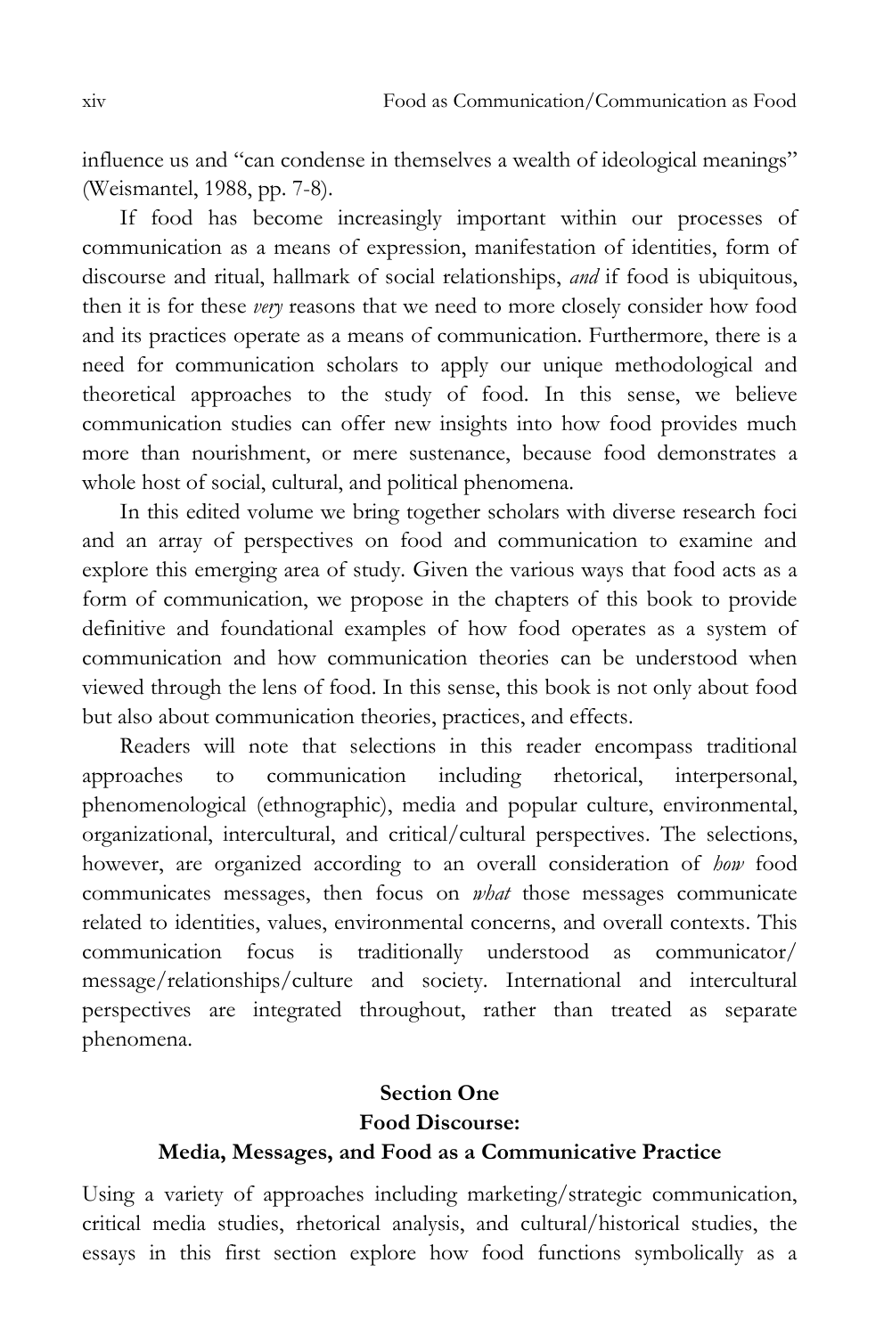influence us and "can condense in themselves a wealth of ideological meanings" (Weismantel, 1988, pp. 7-8).

If food has become increasingly important within our processes of communication as a means of expression, manifestation of identities, form of discourse and ritual, hallmark of social relationships, *and* if food is ubiquitous, then it is for these *very* reasons that we need to more closely consider how food and its practices operate as a means of communication. Furthermore, there is a need for communication scholars to apply our unique methodological and theoretical approaches to the study of food. In this sense, we believe communication studies can offer new insights into how food provides much more than nourishment, or mere sustenance, because food demonstrates a whole host of social, cultural, and political phenomena.

In this edited volume we bring together scholars with diverse research foci and an array of perspectives on food and communication to examine and explore this emerging area of study. Given the various ways that food acts as a form of communication, we propose in the chapters of this book to provide definitive and foundational examples of how food operates as a system of communication and how communication theories can be understood when viewed through the lens of food. In this sense, this book is not only about food but also about communication theories, practices, and effects.

Readers will note that selections in this reader encompass traditional approaches to communication including rhetorical, interpersonal, phenomenological (ethnographic), media and popular culture, environmental, organizational, intercultural, and critical/cultural perspectives. The selections, however, are organized according to an overall consideration of *how* food communicates messages, then focus on *what* those messages communicate related to identities, values, environmental concerns, and overall contexts. This communication focus is traditionally understood as communicator/ message/relationships/culture and society. International and intercultural perspectives are integrated throughout, rather than treated as separate phenomena.

## Section One
## Food Discourse:
## Media, Messages, and Food as a Communicative Practice

Using a variety of approaches including marketing/strategic communication, critical media studies, rhetorical analysis, and cultural/historical studies, the essays in this first section explore how food functions symbolically as a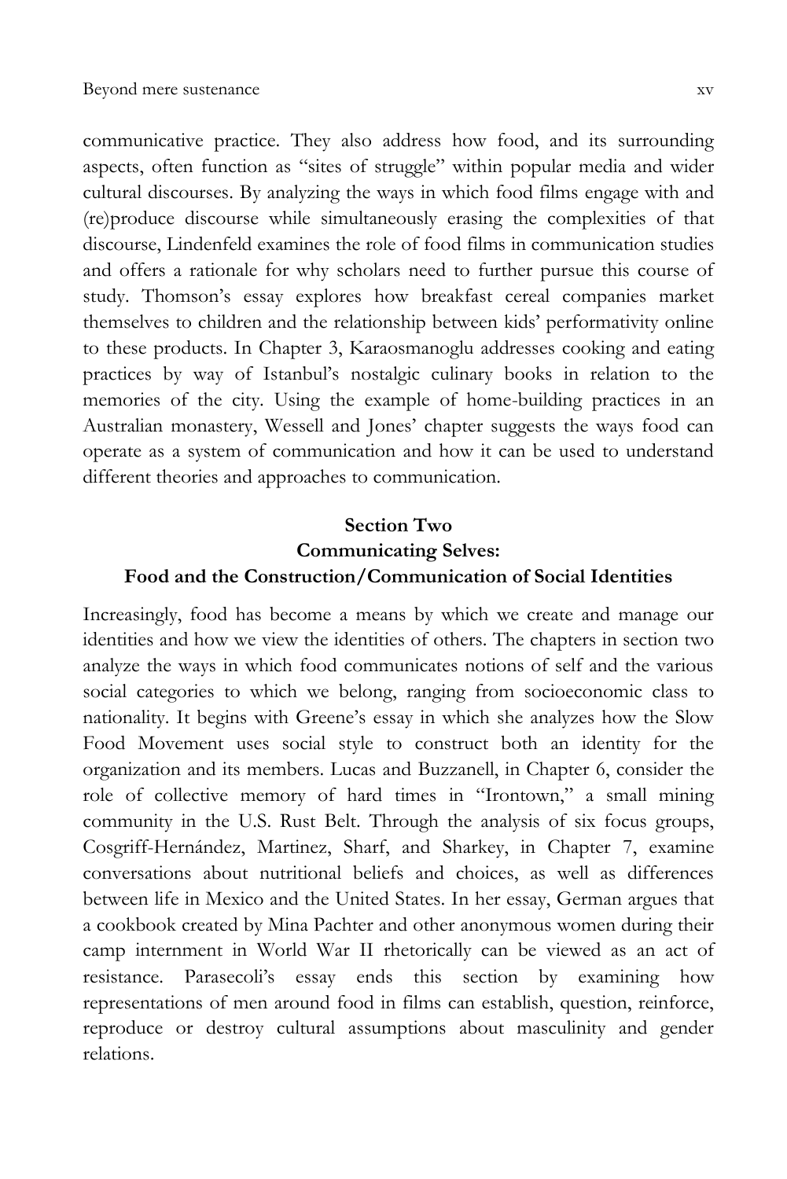communicative practice. They also address how food, and its surrounding aspects, often function as "sites of struggle" within popular media and wider cultural discourses. By analyzing the ways in which food films engage with and (re)produce discourse while simultaneously erasing the complexities of that discourse, Lindenfeld examines the role of food films in communication studies and offers a rationale for why scholars need to further pursue this course of study. Thomson's essay explores how breakfast cereal companies market themselves to children and the relationship between kids' performativity online to these products. In Chapter 3, Karaosmanoglu addresses cooking and eating practices by way of Istanbul's nostalgic culinary books in relation to the memories of the city. Using the example of home-building practices in an Australian monastery, Wessell and Jones' chapter suggests the ways food can operate as a system of communication and how it can be used to understand different theories and approaches to communication.

## Section Two
## Communicating Selves:
## Food and the Construction/Communication of Social Identities

Increasingly, food has become a means by which we create and manage our identities and how we view the identities of others. The chapters in section two analyze the ways in which food communicates notions of self and the various social categories to which we belong, ranging from socioeconomic class to nationality. It begins with Greene's essay in which she analyzes how the Slow Food Movement uses social style to construct both an identity for the organization and its members. Lucas and Buzzanell, in Chapter 6, consider the role of collective memory of hard times in "Irontown," a small mining community in the U.S. Rust Belt. Through the analysis of six focus groups, Cosgriff-Hernández, Martinez, Sharf, and Sharkey, in Chapter 7, examine conversations about nutritional beliefs and choices, as well as differences between life in Mexico and the United States. In her essay, German argues that a cookbook created by Mina Pachter and other anonymous women during their camp internment in World War II rhetorically can be viewed as an act of resistance. Parasecoli's essay ends this section by examining how representations of men around food in films can establish, question, reinforce, reproduce or destroy cultural assumptions about masculinity and gender relations.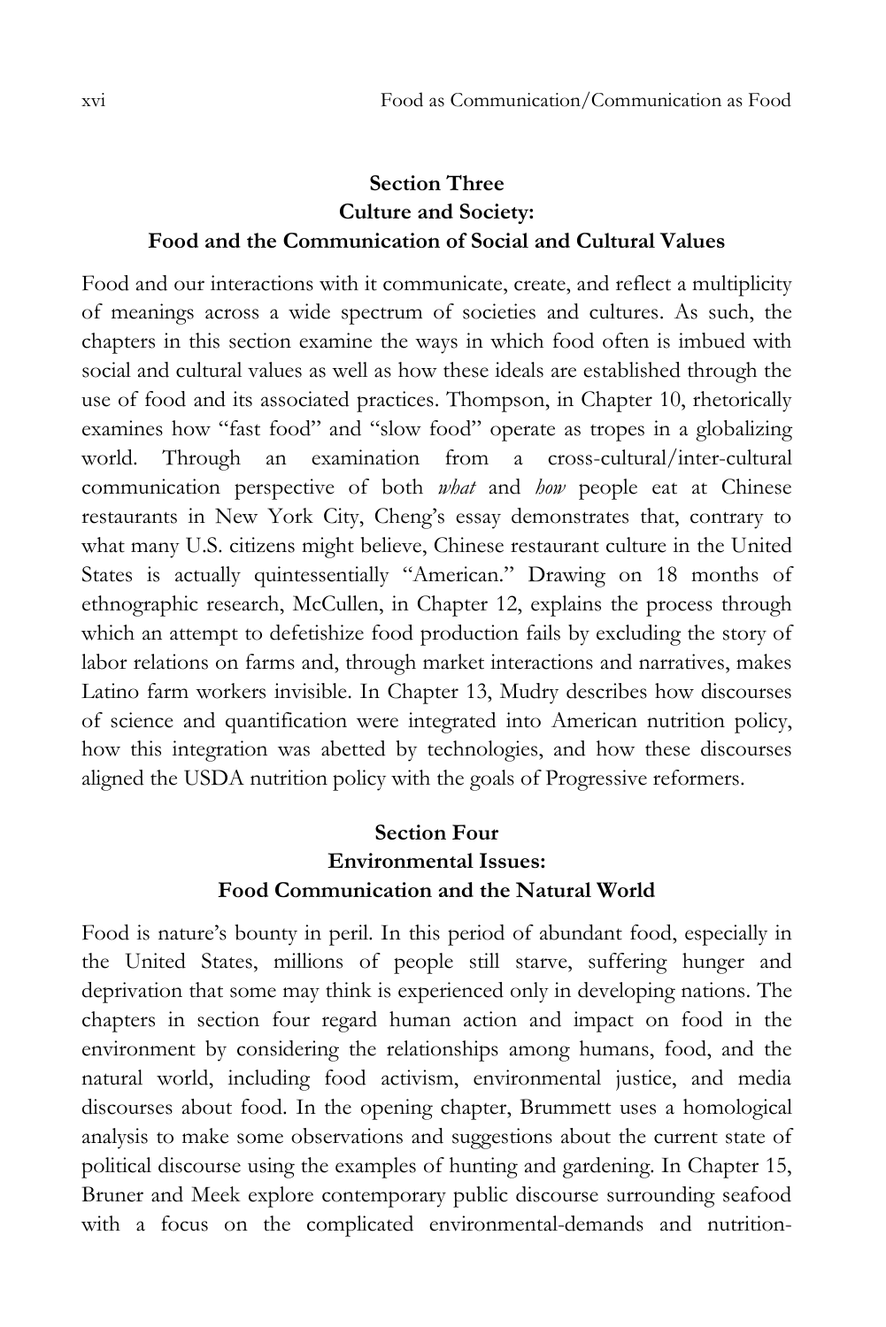## Section Three
## Culture and Society:
## Food and the Communication of Social and Cultural Values

Food and our interactions with it communicate, create, and reflect a multiplicity of meanings across a wide spectrum of societies and cultures. As such, the chapters in this section examine the ways in which food often is imbued with social and cultural values as well as how these ideals are established through the use of food and its associated practices. Thompson, in Chapter 10, rhetorically examines how "fast food" and "slow food" operate as tropes in a globalizing world. Through an examination from a cross-cultural/inter-cultural communication perspective of both *what* and *how* people eat at Chinese restaurants in New York City, Cheng's essay demonstrates that, contrary to what many U.S. citizens might believe, Chinese restaurant culture in the United States is actually quintessentially "American." Drawing on 18 months of ethnographic research, McCullen, in Chapter 12, explains the process through which an attempt to defetishize food production fails by excluding the story of labor relations on farms and, through market interactions and narratives, makes Latino farm workers invisible. In Chapter 13, Mudry describes how discourses of science and quantification were integrated into American nutrition policy, how this integration was abetted by technologies, and how these discourses aligned the USDA nutrition policy with the goals of Progressive reformers.

## Section Four
## Environmental Issues:
## Food Communication and the Natural World

Food is nature's bounty in peril. In this period of abundant food, especially in the United States, millions of people still starve, suffering hunger and deprivation that some may think is experienced only in developing nations. The chapters in section four regard human action and impact on food in the environment by considering the relationships among humans, food, and the natural world, including food activism, environmental justice, and media discourses about food. In the opening chapter, Brummett uses a homological analysis to make some observations and suggestions about the current state of political discourse using the examples of hunting and gardening. In Chapter 15, Bruner and Meek explore contemporary public discourse surrounding seafood with a focus on the complicated environmental-demands and nutrition-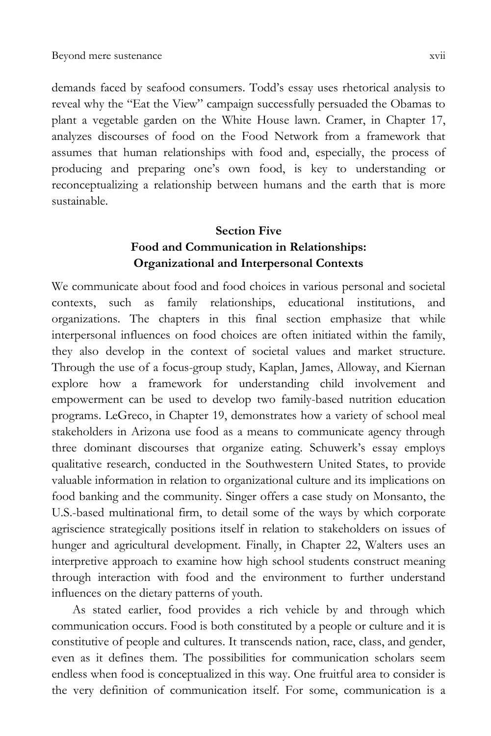demands faced by seafood consumers. Todd's essay uses rhetorical analysis to reveal why the "Eat the View" campaign successfully persuaded the Obamas to plant a vegetable garden on the White House lawn. Cramer, in Chapter 17, analyzes discourses of food on the Food Network from a framework that assumes that human relationships with food and, especially, the process of producing and preparing one's own food, is key to understanding or reconceptualizing a relationship between humans and the earth that is more sustainable.

## Section Five
## Food and Communication in Relationships: Organizational and Interpersonal Contexts

We communicate about food and food choices in various personal and societal contexts, such as family relationships, educational institutions, and organizations. The chapters in this final section emphasize that while interpersonal influences on food choices are often initiated within the family, they also develop in the context of societal values and market structure. Through the use of a focus-group study, Kaplan, James, Alloway, and Kiernan explore how a framework for understanding child involvement and empowerment can be used to develop two family-based nutrition education programs. LeGreco, in Chapter 19, demonstrates how a variety of school meal stakeholders in Arizona use food as a means to communicate agency through three dominant discourses that organize eating. Schuwerk's essay employs qualitative research, conducted in the Southwestern United States, to provide valuable information in relation to organizational culture and its implications on food banking and the community. Singer offers a case study on Monsanto, the U.S.-based multinational firm, to detail some of the ways by which corporate agriscience strategically positions itself in relation to stakeholders on issues of hunger and agricultural development. Finally, in Chapter 22, Walters uses an interpretive approach to examine how high school students construct meaning through interaction with food and the environment to further understand influences on the dietary patterns of youth.

As stated earlier, food provides a rich vehicle by and through which communication occurs. Food is both constituted by a people or culture and it is constitutive of people and cultures. It transcends nation, race, class, and gender, even as it defines them. The possibilities for communication scholars seem endless when food is conceptualized in this way. One fruitful area to consider is the very definition of communication itself. For some, communication is a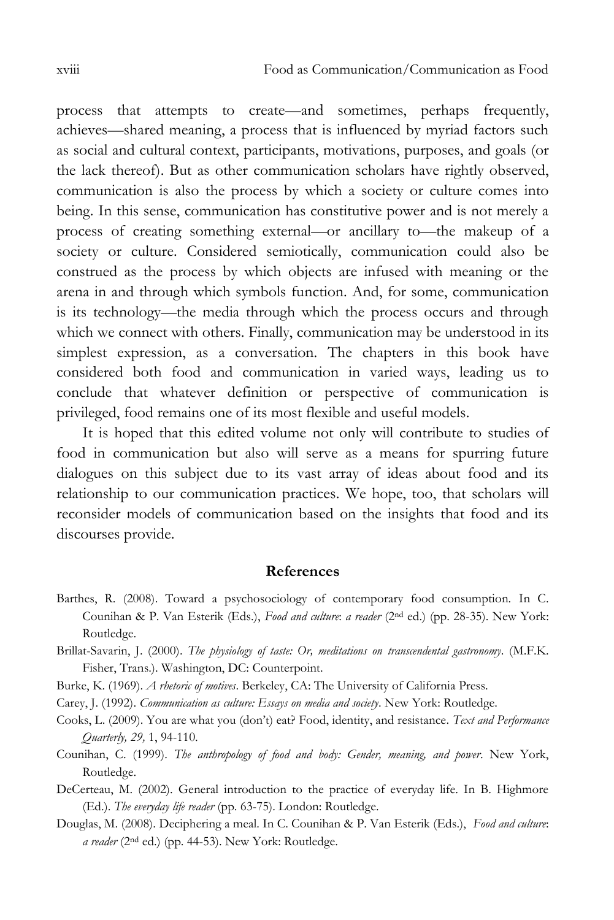process that attempts to create—and sometimes, perhaps frequently, achieves—shared meaning, a process that is influenced by myriad factors such as social and cultural context, participants, motivations, purposes, and goals (or the lack thereof). But as other communication scholars have rightly observed, communication is also the process by which a society or culture comes into being. In this sense, communication has constitutive power and is not merely a process of creating something external—or ancillary to—the makeup of a society or culture. Considered semiotically, communication could also be construed as the process by which objects are infused with meaning or the arena in and through which symbols function. And, for some, communication is its technology—the media through which the process occurs and through which we connect with others. Finally, communication may be understood in its simplest expression, as a conversation. The chapters in this book have considered both food and communication in varied ways, leading us to conclude that whatever definition or perspective of communication is privileged, food remains one of its most flexible and useful models.

It is hoped that this edited volume not only will contribute to studies of food in communication but also will serve as a means for spurring future dialogues on this subject due to its vast array of ideas about food and its relationship to our communication practices. We hope, too, that scholars will reconsider models of communication based on the insights that food and its discourses provide.

## References

Barthes, R. (2008). Toward a psychosociology of contemporary food consumption. In C. Counihan & P. Van Esterik (Eds.), *Food and culture: a reader* (2nd ed.) (pp. 28-35). New York: Routledge.

Brillat-Savarin, J. (2000). *The physiology of taste: Or, meditations on transcendental gastronomy*. (M.F.K. Fisher, Trans.). Washington, DC: Counterpoint.

Burke, K. (1969). *A rhetoric of motives*. Berkeley, CA: The University of California Press.

Carey, J. (1992). *Communication as culture: Essays on media and society*. New York: Routledge.

Cooks, L. (2009). You are what you (don't) eat? Food, identity, and resistance. *Text and Performance Quarterly, 29,* 1, 94-110.

Counihan, C. (1999). *The anthropology of food and body: Gender, meaning, and power*. New York, Routledge.

DeCerteau, M. (2002). General introduction to the practice of everyday life. In B. Highmore (Ed.). *The everyday life reader* (pp. 63-75). London: Routledge.

Douglas, M. (2008). Deciphering a meal. In C. Counihan & P. Van Esterik (Eds.), *Food and culture: a reader* (2nd ed.) (pp. 44-53). New York: Routledge.